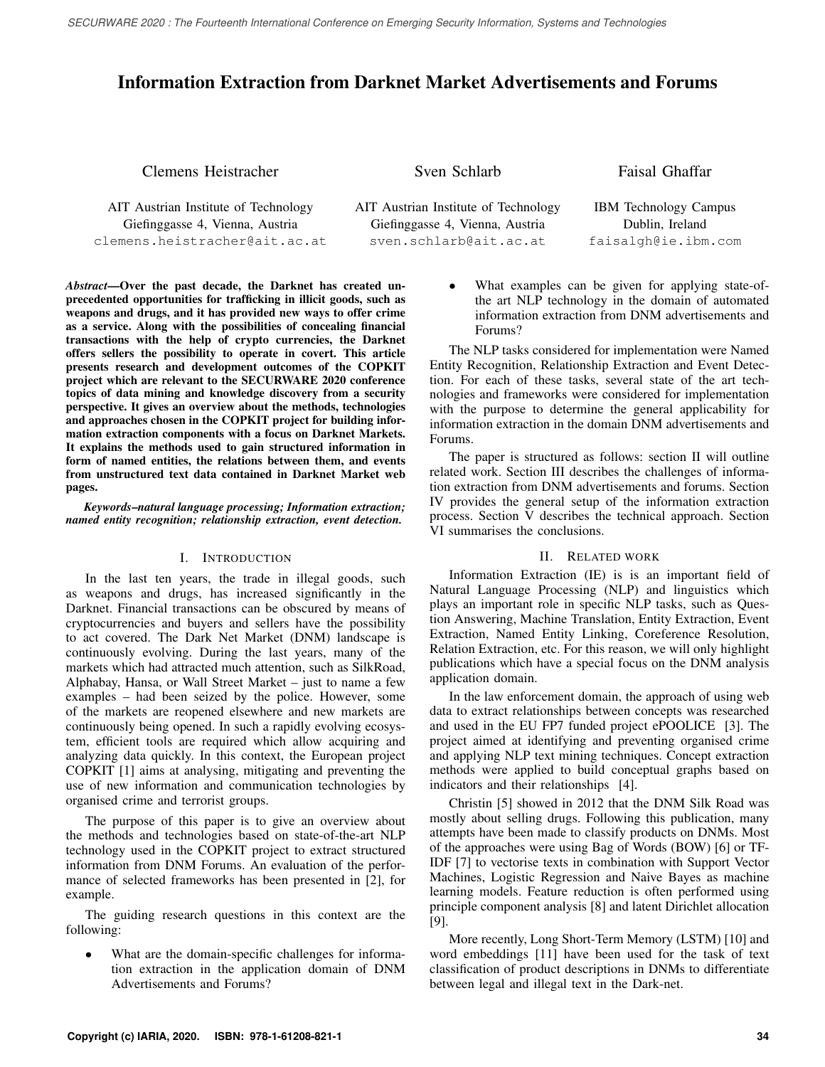# Information Extraction from Darknet Market Advertisements and Forums

Clemens Heistracher
AIT Austrian Institute of Technology
Giefinggasse 4, Vienna, Austria
clemens.heistracher@ait.ac.at

Sven Schlarb
AIT Austrian Institute of Technology
Giefinggasse 4, Vienna, Austria
sven.schlarb@ait.ac.at

Faisal Ghaffar
IBM Technology Campus
Dublin, Ireland
faisalgh@ie.ibm.com

***Abstract*—Over the past decade, the Darknet has created unprecedented opportunities for trafficking in illicit goods, such as weapons and drugs, and it has provided new ways to offer crime as a service. Along with the possibilities of concealing financial transactions with the help of crypto currencies, the Darknet offers sellers the possibility to operate in covert. This article presents research and development outcomes of the COPKIT project which are relevant to the SECURWARE 2020 conference topics of data mining and knowledge discovery from a security perspective. It gives an overview about the methods, technologies and approaches chosen in the COPKIT project for building information extraction components with a focus on Darknet Markets. It explains the methods used to gain structured information in form of named entities, the relations between them, and events from unstructured text data contained in Darknet Market web pages.**

***Keywords*–natural language processing; Information extraction; named entity recognition; relationship extraction, event detection.**

## I. Introduction

In the last ten years, the trade in illegal goods, such as weapons and drugs, has increased significantly in the Darknet. Financial transactions can be obscured by means of cryptocurrencies and buyers and sellers have the possibility to act covered. The Dark Net Market (DNM) landscape is continuously evolving. During the last years, many of the markets which had attracted much attention, such as SilkRoad, Alphabay, Hansa, or Wall Street Market – just to name a few examples – had been seized by the police. However, some of the markets are reopened elsewhere and new markets are continuously being opened. In such a rapidly evolving ecosystem, efficient tools are required which allow acquiring and analyzing data quickly. In this context, the European project COPKIT [1] aims at analysing, mitigating and preventing the use of new information and communication technologies by organised crime and terrorist groups.

The purpose of this paper is to give an overview about the methods and technologies based on state-of-the-art NLP technology used in the COPKIT project to extract structured information from DNM Forums. An evaluation of the performance of selected frameworks has been presented in [2], for example.

The guiding research questions in this context are the following:

- What are the domain-specific challenges for information extraction in the application domain of DNM Advertisements and Forums?
- What examples can be given for applying state-of-the art NLP technology in the domain of automated information extraction from DNM advertisements and Forums?

The NLP tasks considered for implementation were Named Entity Recognition, Relationship Extraction and Event Detection. For each of these tasks, several state of the art technologies and frameworks were considered for implementation with the purpose to determine the general applicability for information extraction in the domain DNM advertisements and Forums.

The paper is structured as follows: section II will outline related work. Section III describes the challenges of information extraction from DNM advertisements and forums. Section IV provides the general setup of the information extraction process. Section V describes the technical approach. Section VI summarises the conclusions.

## II. Related work

Information Extraction (IE) is is an important field of Natural Language Processing (NLP) and linguistics which plays an important role in specific NLP tasks, such as Question Answering, Machine Translation, Entity Extraction, Event Extraction, Named Entity Linking, Coreference Resolution, Relation Extraction, etc. For this reason, we will only highlight publications which have a special focus on the DNM analysis application domain.

In the law enforcement domain, the approach of using web data to extract relationships between concepts was researched and used in the EU FP7 funded project ePOOLICE [3]. The project aimed at identifying and preventing organised crime and applying NLP text mining techniques. Concept extraction methods were applied to build conceptual graphs based on indicators and their relationships [4].

Christin [5] showed in 2012 that the DNM Silk Road was mostly about selling drugs. Following this publication, many attempts have been made to classify products on DNMs. Most of the approaches were using Bag of Words (BOW) [6] or TF-IDF [7] to vectorise texts in combination with Support Vector Machines, Logistic Regression and Naive Bayes as machine learning models. Feature reduction is often performed using principle component analysis [8] and latent Dirichlet allocation [9].

More recently, Long Short-Term Memory (LSTM) [10] and word embeddings [11] have been used for the task of text classification of product descriptions in DNMs to differentiate between legal and illegal text in the Dark-net.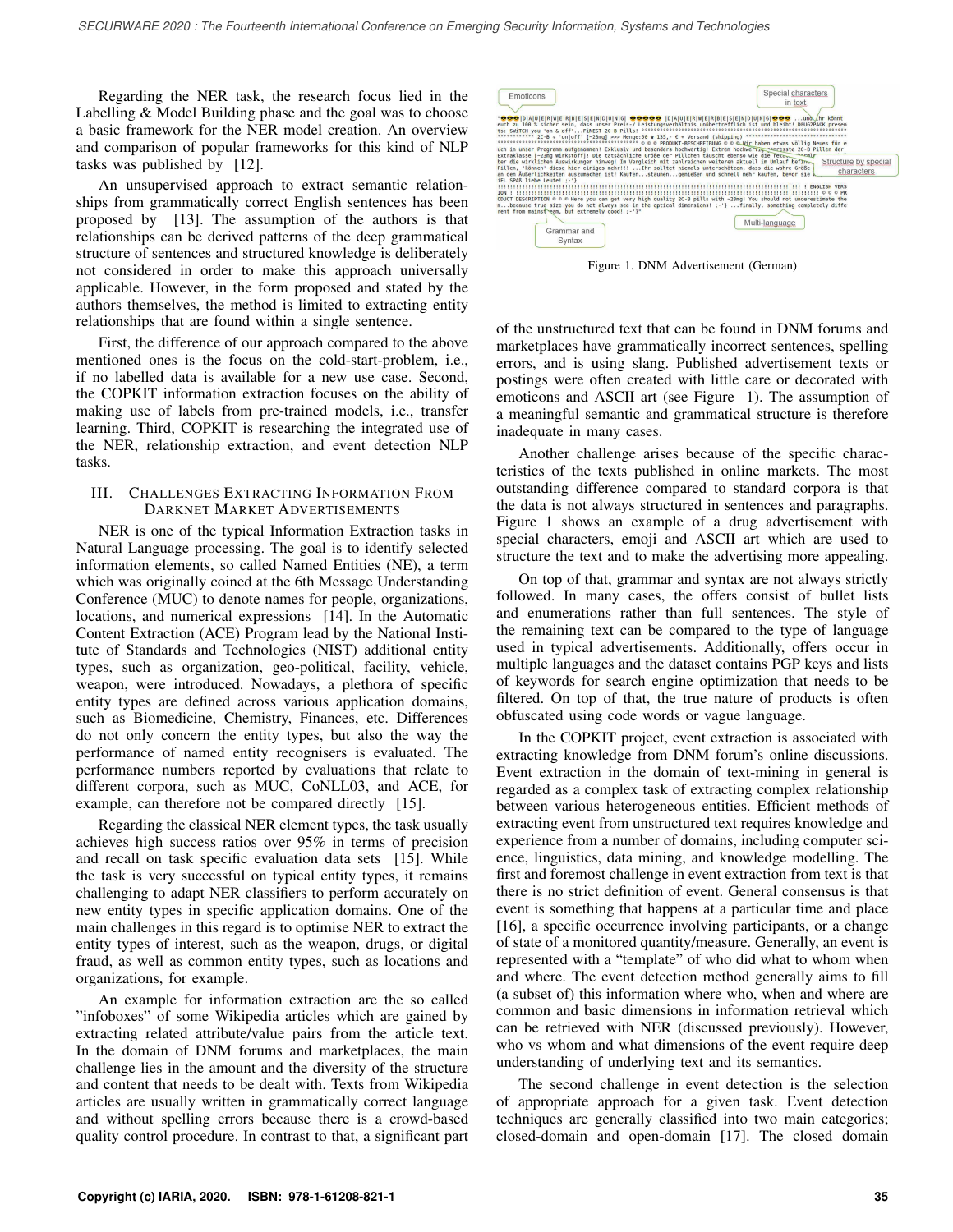Regarding the NER task, the research focus lied in the Labelling & Model Building phase and the goal was to choose a basic framework for the NER model creation. An overview and comparison of popular frameworks for this kind of NLP tasks was published by [12].

An unsupervised approach to extract semantic relationships from grammatically correct English sentences has been proposed by [13]. The assumption of the authors is that relationships can be derived patterns of the deep grammatical structure of sentences and structured knowledge is deliberately not considered in order to make this approach universally applicable. However, in the form proposed and stated by the authors themselves, the method is limited to extracting entity relationships that are found within a single sentence.

First, the difference of our approach compared to the above mentioned ones is the focus on the cold-start-problem, i.e., if no labelled data is available for a new use case. Second, the COPKIT information extraction focuses on the ability of making use of labels from pre-trained models, i.e., transfer learning. Third, COPKIT is researching the integrated use of the NER, relationship extraction, and event detection NLP tasks.

## III. Challenges Extracting Information From Darknet Market Advertisements

NER is one of the typical Information Extraction tasks in Natural Language processing. The goal is to identify selected information elements, so called Named Entities (NE), a term which was originally coined at the 6th Message Understanding Conference (MUC) to denote names for people, organizations, locations, and numerical expressions [14]. In the Automatic Content Extraction (ACE) Program lead by the National Institute of Standards and Technologies (NIST) additional entity types, such as organization, geo-political, facility, vehicle, weapon, were introduced. Nowadays, a plethora of specific entity types are defined across various application domains, such as Biomedicine, Chemistry, Finances, etc. Differences do not only concern the entity types, but also the way the performance of named entity recognisers is evaluated. The performance numbers reported by evaluations that relate to different corpora, such as MUC, CoNLL03, and ACE, for example, can therefore not be compared directly [15].

Regarding the classical NER element types, the task usually achieves high success ratios over 95% in terms of precision and recall on task specific evaluation data sets [15]. While the task is very successful on typical entity types, it remains challenging to adapt NER classifiers to perform accurately on new entity types in specific application domains. One of the main challenges in this regard is to optimise NER to extract the entity types of interest, such as the weapon, drugs, or digital fraud, as well as common entity types, such as locations and organizations, for example.

An example for information extraction are the so called "infoboxes" of some Wikipedia articles which are gained by extracting related attribute/value pairs from the article text. In the domain of DNM forums and marketplaces, the main challenge lies in the amount and the diversity of the structure and content that needs to be dealt with. Texts from Wikipedia articles are usually written in grammatically correct language and without spelling errors because there is a crowd-based quality control procedure. In contrast to that, a significant part of the unstructured text that can be found in DNM forums and marketplaces have grammatically incorrect sentences, spelling errors, and is using slang. Published advertisement texts or postings were often created with little care or decorated with emoticons and ASCII art (see Figure 1). The assumption of a meaningful semantic and grammatical structure is therefore inadequate in many cases.

Figure 1. DNM Advertisement (German)

Another challenge arises because of the specific characteristics of the texts published in online markets. The most outstanding difference compared to standard corpora is that the data is not always structured in sentences and paragraphs. Figure 1 shows an example of a drug advertisement with special characters, emoji and ASCII art which are used to structure the text and to make the advertising more appealing.

On top of that, grammar and syntax are not always strictly followed. In many cases, the offers consist of bullet lists and enumerations rather than full sentences. The style of the remaining text can be compared to the type of language used in typical advertisements. Additionally, offers occur in multiple languages and the dataset contains PGP keys and lists of keywords for search engine optimization that needs to be filtered. On top of that, the true nature of products is often obfuscated using code words or vague language.

In the COPKIT project, event extraction is associated with extracting knowledge from DNM forum's online discussions. Event extraction in the domain of text-mining in general is regarded as a complex task of extracting complex relationship between various heterogeneous entities. Efficient methods of extracting event from unstructured text requires knowledge and experience from a number of domains, including computer science, linguistics, data mining, and knowledge modelling. The first and foremost challenge in event extraction from text is that there is no strict definition of event. General consensus is that event is something that happens at a particular time and place [16], a specific occurrence involving participants, or a change of state of a monitored quantity/measure. Generally, an event is represented with a "template" of who did what to whom when and where. The event detection method generally aims to fill (a subset of) this information where who, when and where are common and basic dimensions in information retrieval which can be retrieved with NER (discussed previously). However, who vs whom and what dimensions of the event require deep understanding of underlying text and its semantics.

The second challenge in event detection is the selection of appropriate approach for a given task. Event detection techniques are generally classified into two main categories; closed-domain and open-domain [17]. The closed domain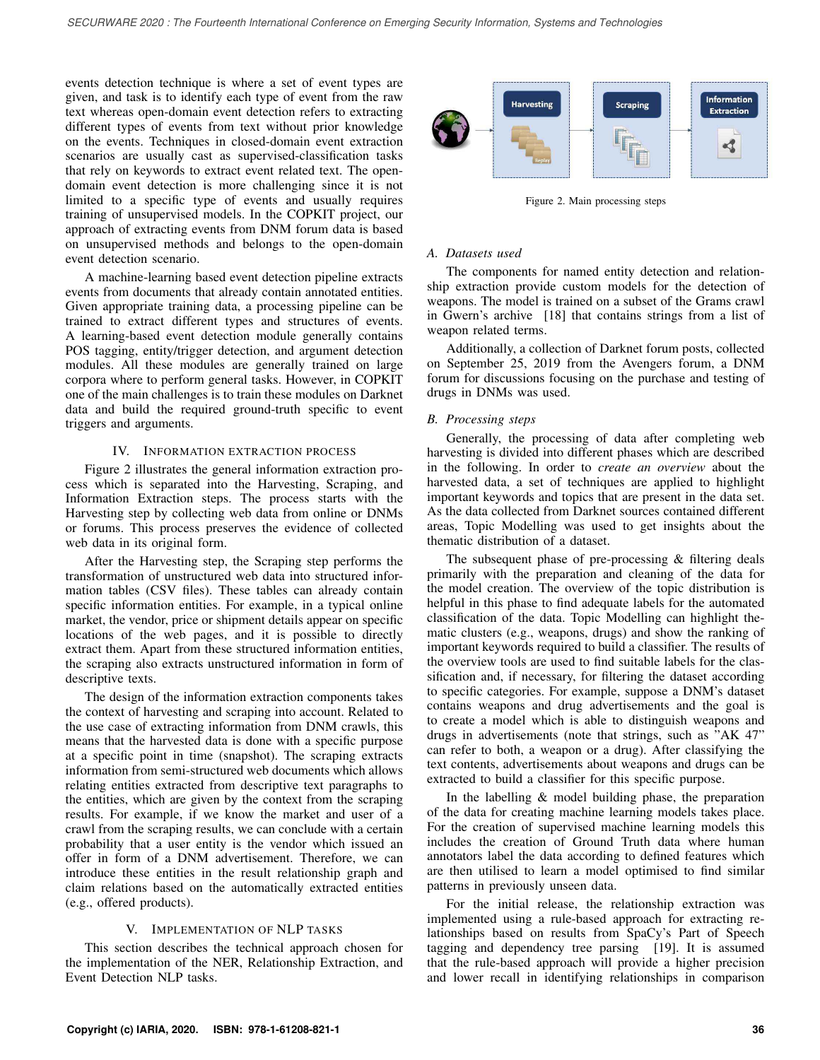events detection technique is where a set of event types are given, and task is to identify each type of event from the raw text whereas open-domain event detection refers to extracting different types of events from text without prior knowledge on the events. Techniques in closed-domain event extraction scenarios are usually cast as supervised-classification tasks that rely on keywords to extract event related text. The open-domain event detection is more challenging since it is not limited to a specific type of events and usually requires training of unsupervised models. In the COPKIT project, our approach of extracting events from DNM forum data is based on unsupervised methods and belongs to the open-domain event detection scenario.

A machine-learning based event detection pipeline extracts events from documents that already contain annotated entities. Given appropriate training data, a processing pipeline can be trained to extract different types and structures of events. A learning-based event detection module generally contains POS tagging, entity/trigger detection, and argument detection modules. All these modules are generally trained on large corpora where to perform general tasks. However, in COPKIT one of the main challenges is to train these modules on Darknet data and build the required ground-truth specific to event triggers and arguments.

## IV. Information Extraction Process

Figure 2 illustrates the general information extraction process which is separated into the Harvesting, Scraping, and Information Extraction steps. The process starts with the Harvesting step by collecting web data from online or DNMs or forums. This process preserves the evidence of collected web data in its original form.

After the Harvesting step, the Scraping step performs the transformation of unstructured web data into structured information tables (CSV files). These tables can already contain specific information entities. For example, in a typical online market, the vendor, price or shipment details appear on specific locations of the web pages, and it is possible to directly extract them. Apart from these structured information entities, the scraping also extracts unstructured information in form of descriptive texts.

The design of the information extraction components takes the context of harvesting and scraping into account. Related to the use case of extracting information from DNM crawls, this means that the harvested data is done with a specific purpose at a specific point in time (snapshot). The scraping extracts information from semi-structured web documents which allows relating entities extracted from descriptive text paragraphs to the entities, which are given by the context from the scraping results. For example, if we know the market and user of a crawl from the scraping results, we can conclude with a certain probability that a user entity is the vendor which issued an offer in form of a DNM advertisement. Therefore, we can introduce these entities in the result relationship graph and claim relations based on the automatically extracted entities (e.g., offered products).

## V. Implementation of NLP Tasks

This section describes the technical approach chosen for the implementation of the NER, Relationship Extraction, and Event Detection NLP tasks.

Figure 2. Main processing steps

### A. Datasets used

The components for named entity detection and relationship extraction provide custom models for the detection of weapons. The model is trained on a subset of the Grams crawl in Gwern's archive [18] that contains strings from a list of weapon related terms.

Additionally, a collection of Darknet forum posts, collected on September 25, 2019 from the Avengers forum, a DNM forum for discussions focusing on the purchase and testing of drugs in DNMs was used.

### B. Processing steps

Generally, the processing of data after completing web harvesting is divided into different phases which are described in the following. In order to *create an overview* about the harvested data, a set of techniques are applied to highlight important keywords and topics that are present in the data set. As the data collected from Darknet sources contained different areas, Topic Modelling was used to get insights about the thematic distribution of a dataset.

The subsequent phase of pre-processing & filtering deals primarily with the preparation and cleaning of the data for the model creation. The overview of the topic distribution is helpful in this phase to find adequate labels for the automated classification of the data. Topic Modelling can highlight thematic clusters (e.g., weapons, drugs) and show the ranking of important keywords required to build a classifier. The results of the overview tools are used to find suitable labels for the classification and, if necessary, for filtering the dataset according to specific categories. For example, suppose a DNM's dataset contains weapons and drug advertisements and the goal is to create a model which is able to distinguish weapons and drugs in advertisements (note that strings, such as "AK 47" can refer to both, a weapon or a drug). After classifying the text contents, advertisements about weapons and drugs can be extracted to build a classifier for this specific purpose.

In the labelling & model building phase, the preparation of the data for creating machine learning models takes place. For the creation of supervised machine learning models this includes the creation of Ground Truth data where human annotators label the data according to defined features which are then utilised to learn a model optimised to find similar patterns in previously unseen data.

For the initial release, the relationship extraction was implemented using a rule-based approach for extracting relationships based on results from SpaCy's Part of Speech tagging and dependency tree parsing [19]. It is assumed that the rule-based approach will provide a higher precision and lower recall in identifying relationships in comparison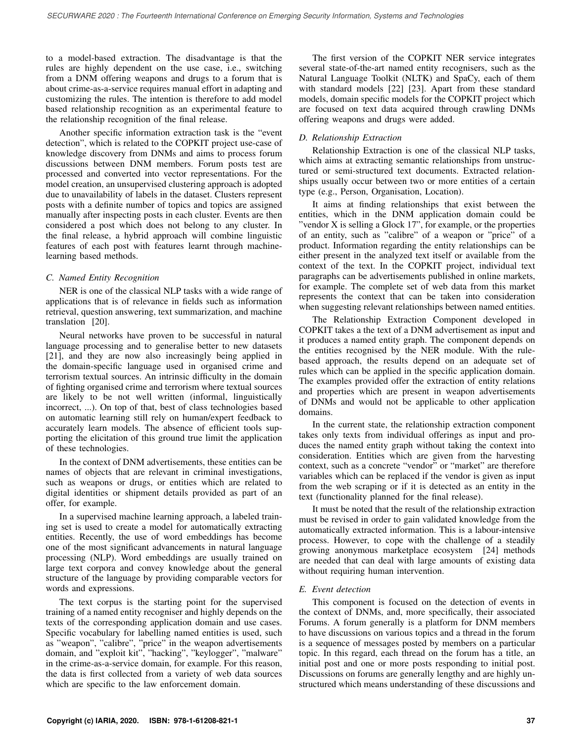to a model-based extraction. The disadvantage is that the rules are highly dependent on the use case, i.e., switching from a DNM offering weapons and drugs to a forum that is about crime-as-a-service requires manual effort in adapting and customizing the rules. The intention is therefore to add model based relationship recognition as an experimental feature to the relationship recognition of the final release.

Another specific information extraction task is the "event detection", which is related to the COPKIT project use-case of knowledge discovery from DNMs and aims to process forum discussions between DNM members. Forum posts test are processed and converted into vector representations. For the model creation, an unsupervised clustering approach is adopted due to unavailability of labels in the dataset. Clusters represent posts with a definite number of topics and topics are assigned manually after inspecting posts in each cluster. Events are then considered a post which does not belong to any cluster. In the final release, a hybrid approach will combine linguistic features of each post with features learnt through machine-learning based methods.

### C. Named Entity Recognition

NER is one of the classical NLP tasks with a wide range of applications that is of relevance in fields such as information retrieval, question answering, text summarization, and machine translation [20].

Neural networks have proven to be successful in natural language processing and to generalise better to new datasets [21], and they are now also increasingly being applied in the domain-specific language used in organised crime and terrorism textual sources. An intrinsic difficulty in the domain of fighting organised crime and terrorism where textual sources are likely to be not well written (informal, linguistically incorrect, ...). On top of that, best of class technologies based on automatic learning still rely on human/expert feedback to accurately learn models. The absence of efficient tools supporting the elicitation of this ground true limit the application of these technologies.

In the context of DNM advertisements, these entities can be names of objects that are relevant in criminal investigations, such as weapons or drugs, or entities which are related to digital identities or shipment details provided as part of an offer, for example.

In a supervised machine learning approach, a labeled training set is used to create a model for automatically extracting entities. Recently, the use of word embeddings has become one of the most significant advancements in natural language processing (NLP). Word embeddings are usually trained on large text corpora and convey knowledge about the general structure of the language by providing comparable vectors for words and expressions.

The text corpus is the starting point for the supervised training of a named entity recogniser and highly depends on the texts of the corresponding application domain and use cases. Specific vocabulary for labelling named entities is used, such as "weapon", "calibre", "price" in the weapon advertisements domain, and "exploit kit", "hacking", "keylogger", "malware" in the crime-as-a-service domain, for example. For this reason, the data is first collected from a variety of web data sources which are specific to the law enforcement domain.

The first version of the COPKIT NER service integrates several state-of-the-art named entity recognisers, such as the Natural Language Toolkit (NLTK) and SpaCy, each of them with standard models [22] [23]. Apart from these standard models, domain specific models for the COPKIT project which are focused on text data acquired through crawling DNMs offering weapons and drugs were added.

### D. Relationship Extraction

Relationship Extraction is one of the classical NLP tasks, which aims at extracting semantic relationships from unstructured or semi-structured text documents. Extracted relationships usually occur between two or more entities of a certain type (e.g., Person, Organisation, Location).

It aims at finding relationships that exist between the entities, which in the DNM application domain could be "vendor X is selling a Glock 17", for example, or the properties of an entity, such as "calibre" of a weapon or "price" of a product. Information regarding the entity relationships can be either present in the analyzed text itself or available from the context of the text. In the COPKIT project, individual text paragraphs can be advertisements published in online markets, for example. The complete set of web data from this market represents the context that can be taken into consideration when suggesting relevant relationships between named entities.

The Relationship Extraction Component developed in COPKIT takes a the text of a DNM advertisement as input and it produces a named entity graph. The component depends on the entities recognised by the NER module. With the rule-based approach, the results depend on an adequate set of rules which can be applied in the specific application domain. The examples provided offer the extraction of entity relations and properties which are present in weapon advertisements of DNMs and would not be applicable to other application domains.

In the current state, the relationship extraction component takes only texts from individual offerings as input and produces the named entity graph without taking the context into consideration. Entities which are given from the harvesting context, such as a concrete "vendor" or "market" are therefore variables which can be replaced if the vendor is given as input from the web scraping or if it is detected as an entity in the text (functionality planned for the final release).

It must be noted that the result of the relationship extraction must be revised in order to gain validated knowledge from the automatically extracted information. This is a labour-intensive process. However, to cope with the challenge of a steadily growing anonymous marketplace ecosystem [24] methods are needed that can deal with large amounts of existing data without requiring human intervention.

### E. Event detection

This component is focused on the detection of events in the context of DNMs, and, more specifically, their associated Forums. A forum generally is a platform for DNM members to have discussions on various topics and a thread in the forum is a sequence of messages posted by members on a particular topic. In this regard, each thread on the forum has a title, an initial post and one or more posts responding to initial post. Discussions on forums are generally lengthy and are highly unstructured which means understanding of these discussions and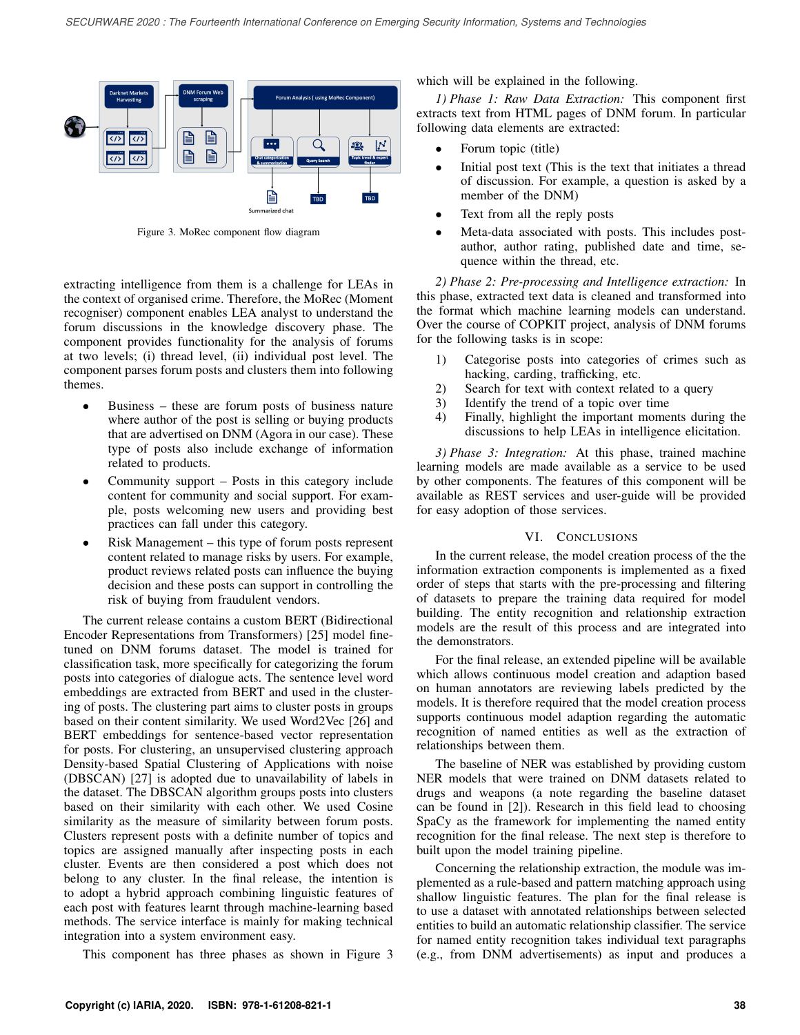Figure 3. MoRec component flow diagram

extracting intelligence from them is a challenge for LEAs in the context of organised crime. Therefore, the MoRec (Moment recogniser) component enables LEA analyst to understand the forum discussions in the knowledge discovery phase. The component provides functionality for the analysis of forums at two levels; (i) thread level, (ii) individual post level. The component parses forum posts and clusters them into following themes.

- Business – these are forum posts of business nature where author of the post is selling or buying products that are advertised on DNM (Agora in our case). These type of posts also include exchange of information related to products.
- Community support – Posts in this category include content for community and social support. For example, posts welcoming new users and providing best practices can fall under this category.
- Risk Management – this type of forum posts represent content related to manage risks by users. For example, product reviews related posts can influence the buying decision and these posts can support in controlling the risk of buying from fraudulent vendors.

The current release contains a custom BERT (Bidirectional Encoder Representations from Transformers) [25] model fine-tuned on DNM forums dataset. The model is trained for classification task, more specifically for categorizing the forum posts into categories of dialogue acts. The sentence level word embeddings are extracted from BERT and used in the clustering of posts. The clustering part aims to cluster posts in groups based on their content similarity. We used Word2Vec [26] and BERT embeddings for sentence-based vector representation for posts. For clustering, an unsupervised clustering approach Density-based Spatial Clustering of Applications with noise (DBSCAN) [27] is adopted due to unavailability of labels in the dataset. The DBSCAN algorithm groups posts into clusters based on their similarity with each other. We used Cosine similarity as the measure of similarity between forum posts. Clusters represent posts with a definite number of topics and topics are assigned manually after inspecting posts in each cluster. Events are then considered a post which does not belong to any cluster. In the final release, the intention is to adopt a hybrid approach combining linguistic features of each post with features learnt through machine-learning based methods. The service interface is mainly for making technical integration into a system environment easy.

This component has three phases as shown in Figure 3 which will be explained in the following.

*1) Phase 1: Raw Data Extraction:* This component first extracts text from HTML pages of DNM forum. In particular following data elements are extracted:

- Forum topic (title)
- Initial post text (This is the text that initiates a thread of discussion. For example, a question is asked by a member of the DNM)
- Text from all the reply posts
- Meta-data associated with posts. This includes post-author, author rating, published date and time, sequence within the thread, etc.

*2) Phase 2: Pre-processing and Intelligence extraction:* In this phase, extracted text data is cleaned and transformed into the format which machine learning models can understand. Over the course of COPKIT project, analysis of DNM forums for the following tasks is in scope:

1) Categorise posts into categories of crimes such as hacking, carding, trafficking, etc.
2) Search for text with context related to a query
3) Identify the trend of a topic over time
4) Finally, highlight the important moments during the discussions to help LEAs in intelligence elicitation.

*3) Phase 3: Integration:* At this phase, trained machine learning models are made available as a service to be used by other components. The features of this component will be available as REST services and user-guide will be provided for easy adoption of those services.

## VI. Conclusions

In the current release, the model creation process of the the information extraction components is implemented as a fixed order of steps that starts with the pre-processing and filtering of datasets to prepare the training data required for model building. The entity recognition and relationship extraction models are the result of this process and are integrated into the demonstrators.

For the final release, an extended pipeline will be available which allows continuous model creation and adaption based on human annotators are reviewing labels predicted by the models. It is therefore required that the model creation process supports continuous model adaption regarding the automatic recognition of named entities as well as the extraction of relationships between them.

The baseline of NER was established by providing custom NER models that were trained on DNM datasets related to drugs and weapons (a note regarding the baseline dataset can be found in [2]). Research in this field lead to choosing SpaCy as the framework for implementing the named entity recognition for the final release. The next step is therefore to built upon the model training pipeline.

Concerning the relationship extraction, the module was implemented as a rule-based and pattern matching approach using shallow linguistic features. The plan for the final release is to use a dataset with annotated relationships between selected entities to build an automatic relationship classifier. The service for named entity recognition takes individual text paragraphs (e.g., from DNM advertisements) as input and produces a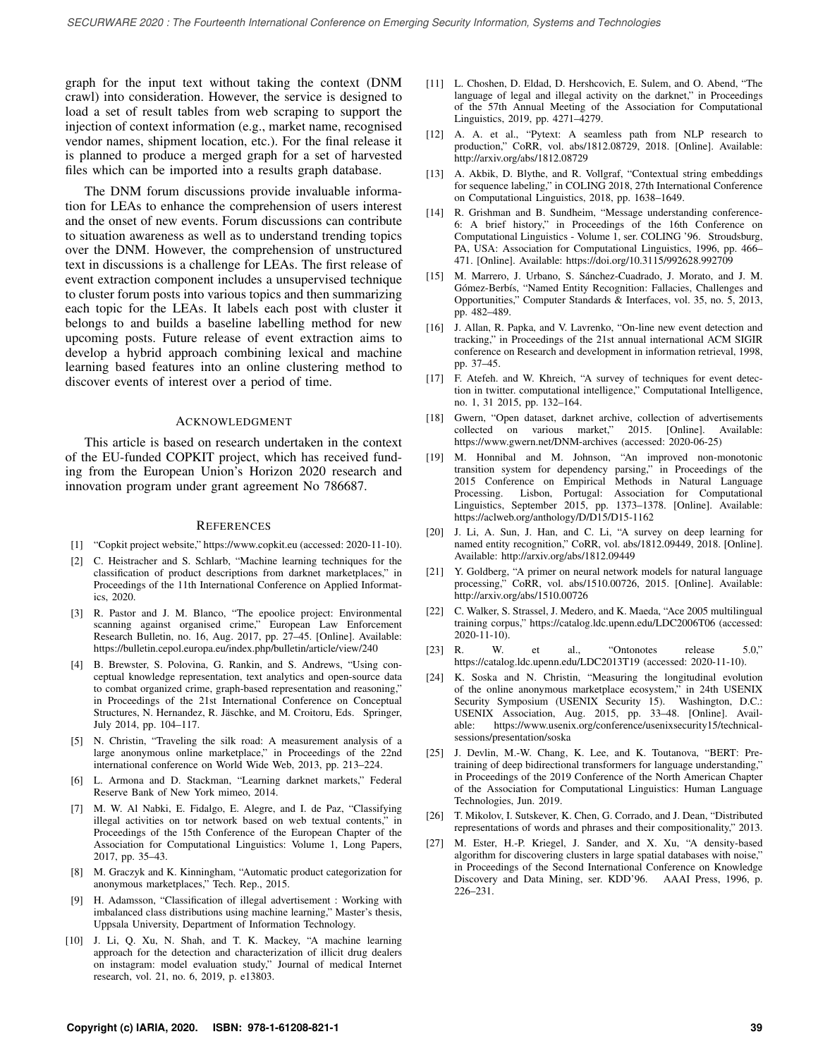graph for the input text without taking the context (DNM crawl) into consideration. However, the service is designed to load a set of result tables from web scraping to support the injection of context information (e.g., market name, recognised vendor names, shipment location, etc.). For the final release it is planned to produce a merged graph for a set of harvested files which can be imported into a results graph database.

The DNM forum discussions provide invaluable information for LEAs to enhance the comprehension of users interest and the onset of new events. Forum discussions can contribute to situation awareness as well as to understand trending topics over the DNM. However, the comprehension of unstructured text in discussions is a challenge for LEAs. The first release of event extraction component includes a unsupervised technique to cluster forum posts into various topics and then summarizing each topic for the LEAs. It labels each post with cluster it belongs to and builds a baseline labelling method for new upcoming posts. Future release of event extraction aims to develop a hybrid approach combining lexical and machine learning based features into an online clustering method to discover events of interest over a period of time.

## Acknowledgment

This article is based on research undertaken in the context of the EU-funded COPKIT project, which has received funding from the European Union's Horizon 2020 research and innovation program under grant agreement No 786687.

## References

[1] "Copkit project website," https://www.copkit.eu (accessed: 2020-11-10).

[2] C. Heistracher and S. Schlarb, "Machine learning techniques for the classification of product descriptions from darknet marketplaces," in Proceedings of the 11th International Conference on Applied Informatics, 2020.

[3] R. Pastor and J. M. Blanco, "The epoolice project: Environmental scanning against organised crime," European Law Enforcement Research Bulletin, no. 16, Aug. 2017, pp. 27–45. [Online]. Available: https://bulletin.cepol.europa.eu/index.php/bulletin/article/view/240

[4] B. Brewster, S. Polovina, G. Rankin, and S. Andrews, "Using conceptual knowledge representation, text analytics and open-source data to combat organized crime, graph-based representation and reasoning," in Proceedings of the 21st International Conference on Conceptual Structures, N. Hernandez, R. Jäschke, and M. Croitoru, Eds. Springer, July 2014, pp. 104–117.

[5] N. Christin, "Traveling the silk road: A measurement analysis of a large anonymous online marketplace," in Proceedings of the 22nd international conference on World Wide Web, 2013, pp. 213–224.

[6] L. Armona and D. Stackman, "Learning darknet markets," Federal Reserve Bank of New York mimeo, 2014.

[7] M. W. Al Nabki, E. Fidalgo, E. Alegre, and I. de Paz, "Classifying illegal activities on tor network based on web textual contents," in Proceedings of the 15th Conference of the European Chapter of the Association for Computational Linguistics: Volume 1, Long Papers, 2017, pp. 35–43.

[8] M. Graczyk and K. Kinningham, "Automatic product categorization for anonymous marketplaces," Tech. Rep., 2015.

[9] H. Adamsson, "Classification of illegal advertisement : Working with imbalanced class distributions using machine learning," Master's thesis, Uppsala University, Department of Information Technology.

[10] J. Li, Q. Xu, N. Shah, and T. K. Mackey, "A machine learning approach for the detection and characterization of illicit drug dealers on instagram: model evaluation study," Journal of medical Internet research, vol. 21, no. 6, 2019, p. e13803.

[11] L. Choshen, D. Eldad, D. Hershcovich, E. Sulem, and O. Abend, "The language of legal and illegal activity on the darknet," in Proceedings of the 57th Annual Meeting of the Association for Computational Linguistics, 2019, pp. 4271–4279.

[12] A. A. et al., "Pytext: A seamless path from NLP research to production," CoRR, vol. abs/1812.08729, 2018. [Online]. Available: http://arxiv.org/abs/1812.08729

[13] A. Akbik, D. Blythe, and R. Vollgraf, "Contextual string embeddings for sequence labeling," in COLING 2018, 27th International Conference on Computational Linguistics, 2018, pp. 1638–1649.

[14] R. Grishman and B. Sundheim, "Message understanding conference-6: A brief history," in Proceedings of the 16th Conference on Computational Linguistics - Volume 1, ser. COLING '96. Stroudsburg, PA, USA: Association for Computational Linguistics, 1996, pp. 466–471. [Online]. Available: https://doi.org/10.3115/992628.992709

[15] M. Marrero, J. Urbano, S. Sánchez-Cuadrado, J. Morato, and J. M. Gómez-Berbís, "Named Entity Recognition: Fallacies, Challenges and Opportunities," Computer Standards & Interfaces, vol. 35, no. 5, 2013, pp. 482–489.

[16] J. Allan, R. Papka, and V. Lavrenko, "On-line new event detection and tracking," in Proceedings of the 21st annual international ACM SIGIR conference on Research and development in information retrieval, 1998, pp. 37–45.

[17] F. Atefeh. and W. Khreich, "A survey of techniques for event detection in twitter. computational intelligence," Computational Intelligence, no. 1, 31 2015, pp. 132–164.

[18] Gwern, "Open dataset, darknet archive, collection of advertisements collected on various market," 2015. [Online]. Available: https://www.gwern.net/DNM-archives (accessed: 2020-06-25)

[19] M. Honnibal and M. Johnson, "An improved non-monotonic transition system for dependency parsing," in Proceedings of the 2015 Conference on Empirical Methods in Natural Language Processing. Lisbon, Portugal: Association for Computational Linguistics, September 2015, pp. 1373–1378. [Online]. Available: https://aclweb.org/anthology/D/D15/D15-1162

[20] J. Li, A. Sun, J. Han, and C. Li, "A survey on deep learning for named entity recognition," CoRR, vol. abs/1812.09449, 2018. [Online]. Available: http://arxiv.org/abs/1812.09449

[21] Y. Goldberg, "A primer on neural network models for natural language processing," CoRR, vol. abs/1510.00726, 2015. [Online]. Available: http://arxiv.org/abs/1510.00726

[22] C. Walker, S. Strassel, J. Medero, and K. Maeda, "Ace 2005 multilingual training corpus," https://catalog.ldc.upenn.edu/LDC2006T06 (accessed: 2020-11-10).

[23] R. W. et al., "Ontonotes release 5.0," https://catalog.ldc.upenn.edu/LDC2013T19 (accessed: 2020-11-10).

[24] K. Soska and N. Christin, "Measuring the longitudinal evolution of the online anonymous marketplace ecosystem," in 24th USENIX Security Symposium (USENIX Security 15). Washington, D.C.: USENIX Association, Aug. 2015, pp. 33–48. [Online]. Available: https://www.usenix.org/conference/usenixsecurity15/technical-sessions/presentation/soska

[25] J. Devlin, M.-W. Chang, K. Lee, and K. Toutanova, "BERT: Pre-training of deep bidirectional transformers for language understanding," in Proceedings of the 2019 Conference of the North American Chapter of the Association for Computational Linguistics: Human Language Technologies, Jun. 2019.

[26] T. Mikolov, I. Sutskever, K. Chen, G. Corrado, and J. Dean, "Distributed representations of words and phrases and their compositionality," 2013.

[27] M. Ester, H.-P. Kriegel, J. Sander, and X. Xu, "A density-based algorithm for discovering clusters in large spatial databases with noise," in Proceedings of the Second International Conference on Knowledge Discovery and Data Mining, ser. KDD'96. AAAI Press, 1996, p. 226–231.